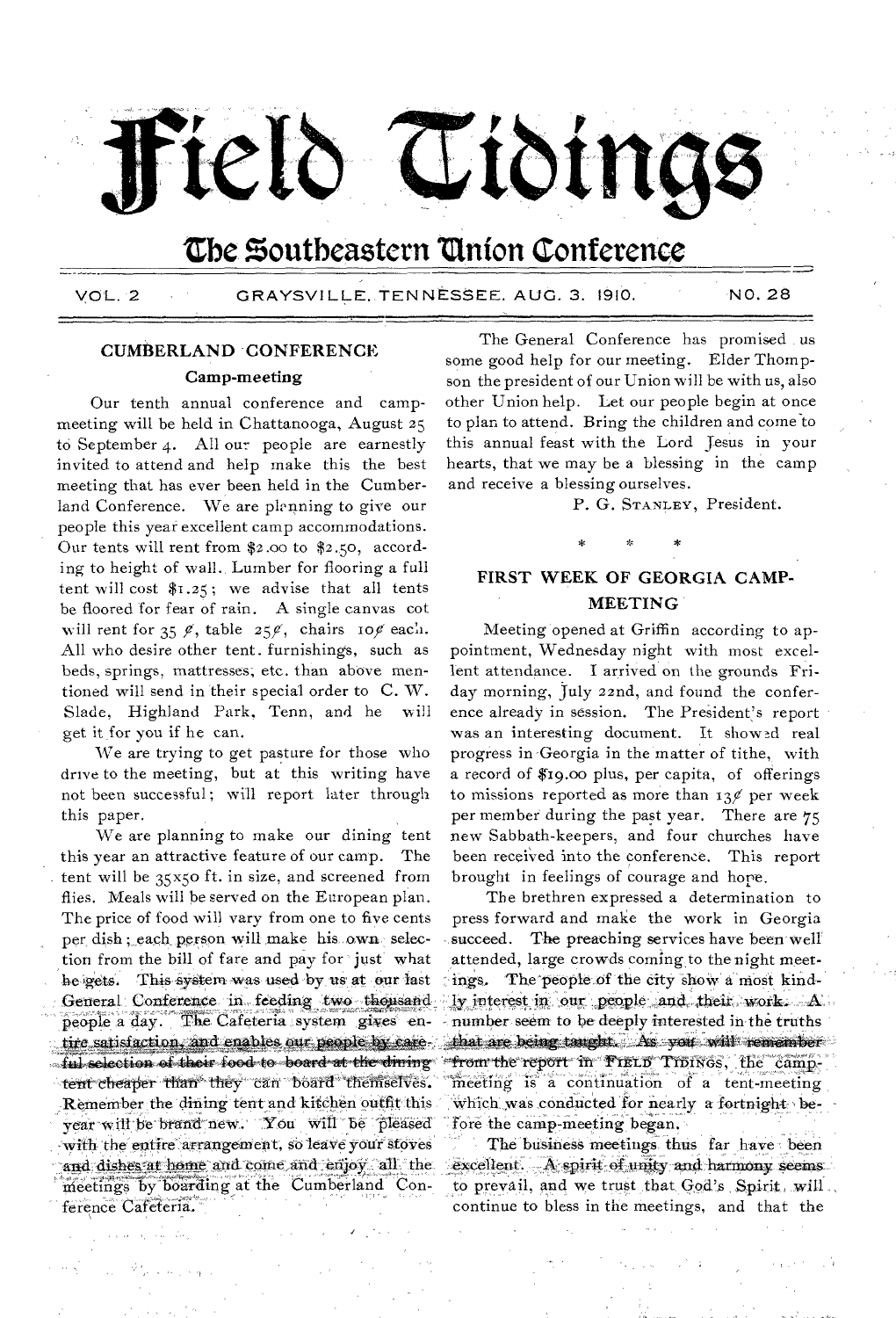# Field Tidings

## The Southeastern Union Conference

VOL. 2 GRAYSVILLE, TENNESSEE. AUG. 3. 1910. NO. 28

## CUMBERLAND CONFERENCE

### Camp-meeting

Our tenth annual conference and camp-meeting will be held in Chattanooga, August 25 to September 4. All our people are earnestly invited to attend and help make this the best meeting that has ever been held in the Cumberland Conference. We are planning to give our people this year excellent camp accommodations. Our tents will rent from $2.00 to $2.50, according to height of wall. Lumber for flooring a full tent will cost $1.25; we advise that all tents be floored for fear of rain. A single canvas cot will rent for 35 ¢, table 25¢, chairs 10¢ each. All who desire other tent furnishings, such as beds, springs, mattresses, etc. than above mentioned will send in their special order to C. W. Slade, Highland Park, Tenn, and he will get it for you if he can.

We are trying to get pasture for those who drive to the meeting, but at this writing have not been successful; will report later through this paper.

We are planning to make our dining tent this year an attractive feature of our camp. The tent will be 35x50 ft. in size, and screened from flies. Meals will be served on the European plan. The price of food will vary from one to five cents per dish; each person will make his own selection from the bill of fare and pay for just what he gets. This system was used by us at our last General Conference in feeding two thousand people a day. The Cafeteria system gives entire satisfaction, and enables our people by careful selection of their food to board at the dining tent cheaper than they can board themselves. Remember the dining tent and kitchen outfit this year will be brand new. You will be pleased with the entire arrangement, so leave your stoves and dishes at home and come and enjoy all the meetings by boarding at the Cumberland Conference Cafeteria.

The General Conference has promised us some good help for our meeting. Elder Thompson the president of our Union will be with us, also other Union help. Let our people begin at once to plan to attend. Bring the children and come to this annual feast with the Lord Jesus in your hearts, that we may be a blessing in the camp and receive a blessing ourselves.

P. G. STANLEY, President.

\* \* \*

## FIRST WEEK OF GEORGIA CAMP-MEETING

Meeting opened at Griffin according to appointment, Wednesday night with most excellent attendance. I arrived on the grounds Friday morning, July 22nd, and found the conference already in session. The President's report was an interesting document. It showed real progress in Georgia in the matter of tithe, with a record of $19.00 plus, per capita, of offerings to missions reported as more than 13¢ per week per member during the past year. There are 75 new Sabbath-keepers, and four churches have been received into the conference. This report brought in feelings of courage and hope.

The brethren expressed a determination to press forward and make the work in Georgia succeed. The preaching services have been well attended, large crowds coming to the night meetings. The people of the city show a most kindly interest in our people and their work. A number seem to be deeply interested in the truths that are being taught. As you will remember from the report in FIELD TIDINGS, the camp-meeting is a continuation of a tent-meeting which was conducted for nearly a fortnight before the camp-meeting began.

The business meetings thus far have been excellent. A spirit of unity and harmony seems to prevail, and we trust that God's Spirit will continue to bless in the meetings, and that the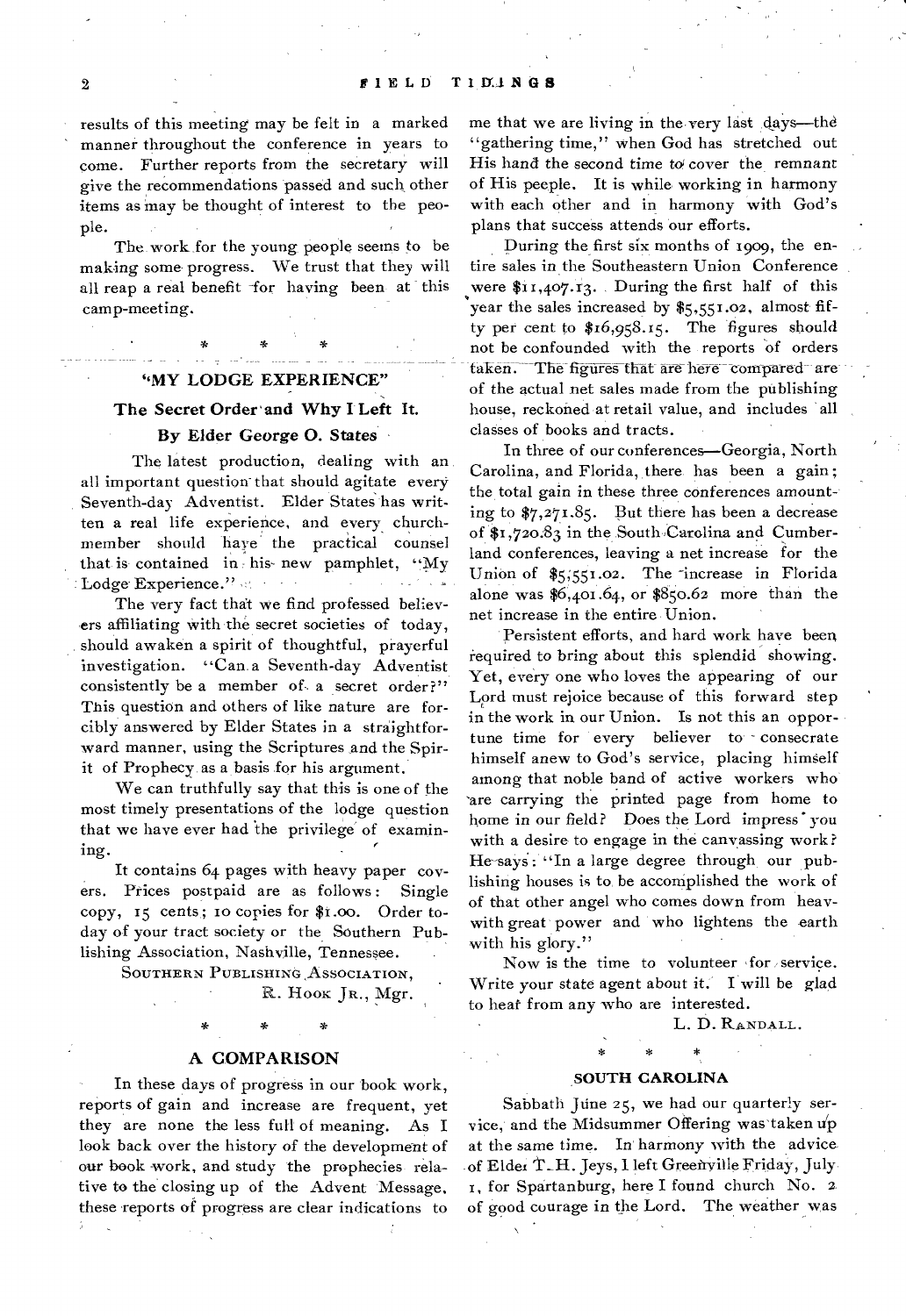results of this meeting may be felt in a marked manner throughout the conference in years to come. Further reports from the secretary will give the recommendations passed and such other items as may be thought of interest to the people.

The work for the young people seems to be making some progress. We trust that they will all reap a real benefit for having been at this camp-meeting.

\* \* \*

## "MY LODGE EXPERIENCE"

### The Secret Order and Why I Left It.

### By Elder George O. States

The latest production, dealing with an all important question that should agitate every Seventh-day Adventist. Elder States has written a real life experience, and every churchmember should have the practical counsel that is contained in his new pamphlet, "My Lodge Experience."

The very fact that we find professed believers affiliating with the secret societies of today, should awaken a spirit of thoughtful, prayerful investigation. "Can a Seventh-day Adventist consistently be a member of a secret order?" This question and others of like nature are forcibly answered by Elder States in a straightforward manner, using the Scriptures and the Spirit of Prophecy as a basis for his argument.

We can truthfully say that this is one of the most timely presentations of the lodge question that we have ever had the privilege of examining.

It contains 64 pages with heavy paper covers. Prices postpaid are as follows: Single copy, 15 cents; 10 copies for $1.00. Order today of your tract society or the Southern Publishing Association, Nashville, Tennessee.

SOUTHERN PUBLISHING ASSOCIATION,
R. HOOK JR., Mgr.

\* \* \*

## A COMPARISON

In these days of progress in our book work, reports of gain and increase are frequent, yet they are none the less full of meaning. As I look back over the history of the development of our book work, and study the prophecies relative to the closing up of the Advent Message, these reports of progress are clear indications to me that we are living in the very last days—the "gathering time," when God has stretched out His hand the second time to cover the remnant of His people. It is while working in harmony with each other and in harmony with God's plans that success attends our efforts.

During the first six months of 1909, the entire sales in the Southeastern Union Conference were $11,407.13. During the first half of this year the sales increased by $5,551.02, almost fifty per cent to $16,958.15. The figures should not be confounded with the reports of orders taken. The figures that are here compared are of the actual net sales made from the publishing house, reckoned at retail value, and includes all classes of books and tracts.

In three of our conferences—Georgia, North Carolina, and Florida, there has been a gain; the total gain in these three conferences amounting to $7,271.85. But there has been a decrease of $1,720.83 in the South Carolina and Cumberland conferences, leaving a net increase for the Union of $5,551.02. The increase in Florida alone was $6,401.64, or $850.62 more than the net increase in the entire Union.

Persistent efforts, and hard work have been required to bring about this splendid showing. Yet, every one who loves the appearing of our Lord must rejoice because of this forward step in the work in our Union. Is not this an opportune time for every believer to consecrate himself anew to God's service, placing himself among that noble band of active workers who are carrying the printed page from home to home in our field? Does the Lord impress you with a desire to engage in the canvassing work? He says: "In a large degree through our publishing houses is to be accomplished the work of of that other angel who comes down from heav- with great power and who lightens the earth with his glory."

Now is the time to volunteer for service. Write your state agent about it. I will be glad to hear from any who are interested.

L. D. RANDALL.

\* \* \*

## SOUTH CAROLINA

Sabbath June 25, we had our quarterly service, and the Midsummer Offering was taken up at the same time. In harmony with the advice of Elder T. H. Jeys, I left Greenville Friday, July 1, for Spartanburg, here I found church No. 2 of good courage in the Lord. The weather was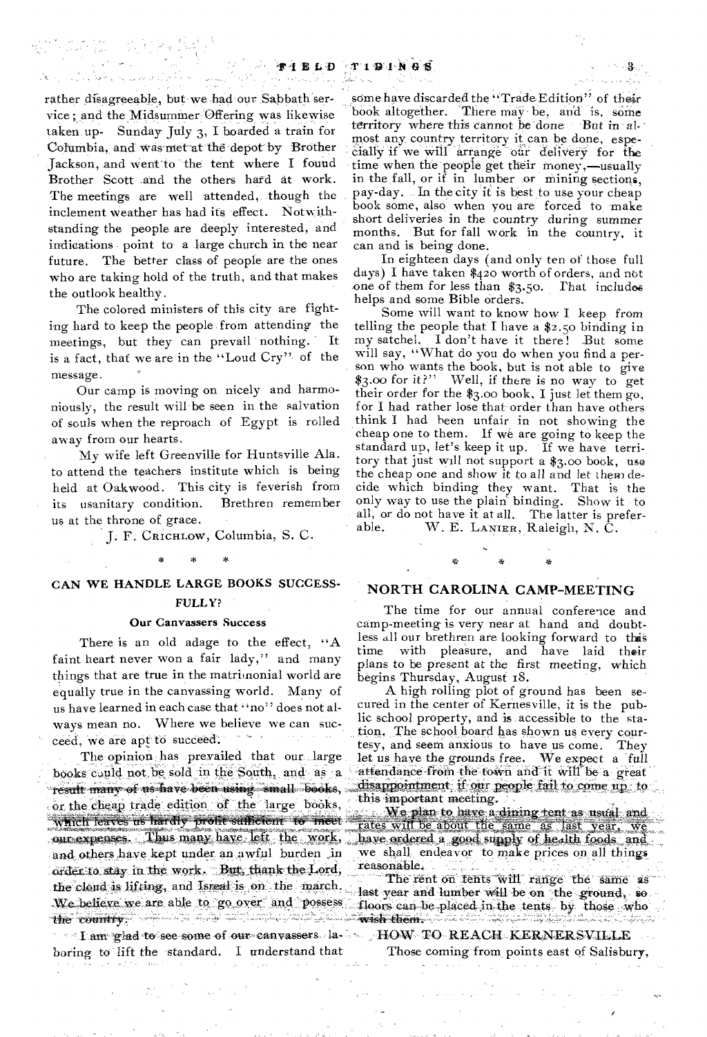rather disagreeable, but we had our Sabbath service; and the Midsummer Offering was likewise taken up. Sunday July 3, I boarded a train for Columbia, and was met at the depot by Brother Jackson, and went to the tent where I fouud Brother Scott and the others hard at work. The meetings are well attended, though the inclement weather has had its effect. Notwithstanding the people are deeply interested, and indications point to a large church in the near future. The better class of people are the ones who are taking hold of the truth, and that makes the outlook healthy.

The colored ministers of this city are fighting hard to keep the people from attending the meetings, but they can prevail nothing. It is a fact, that we are in the "Loud Cry" of the message.

Our camp is moving on nicely and harmoniously, the result will be seen in the salvation of souls when the reproach of Egypt is rolled away from our hearts.

My wife left Greenville for Huntsville Ala. to attend the teachers institute which is being held at Oakwood. This city is feverish from its usanitary condition. Brethren remember us at the throne of grace.

J. F. Crichlow, Columbia, S. C.

\* \* \*

## CAN WE HANDLE LARGE BOOKS SUCCESSFULLY?

### Our Canvassers Success

There is an old adage to the effect, "A faint heart never won a fair lady," and many things that are true in the matrimonial world are equally true in the canvassing world. Many of us have learned in each case that "no" does not always mean no. Where we believe we can succeed, we are apt to succeed.

The opinion has prevailed that our large books could not be sold in the South, and as a result many of us have been using small books, or the cheap trade edition of the large books, which leaves us hardly profit sufficient to meet our expenses. Thus many have left the work, and others have kept under an awful burden in order to stay in the work. But, thank the Lord, the cloud is lifting, and Isreal is on the march. We believe we are able to go over and possess the country.

I am glad to see some of our canvassers laboring to lift the standard. I understand that some have discarded the "Trade Edition" of their book altogether. There may be, and is, some territory where this cannot be done. But in almost any country territory it can be done, especially if we will arrange our delivery for the time when the people get their money,—usually in the fall, or if in lumber or mining sections, pay-day. In the city it is best to use your cheap book some, also when you are forced to make short deliveries in the country during summer months. But for fall work in the country, it can and is being done.

In eighteen days (and only ten of those full days) I have taken $420 worth of orders, and not one of them for less than $3.50. That includes helps and some Bible orders.

Some will want to know how I keep from telling the people that I have a $2.50 binding in my satchel. I don't have it there! But some will say, "What do you do when you find a person who wants the book, but is not able to give $3.00 for it?" Well, if there is no way to get their order for the $3.00 book, I just let them go, for I had rather lose that order than have others think I had been unfair in not showing the cheap one to them. If we are going to keep the standard up, let's keep it up. If we have territory that just will not support a $3.00 book, use the cheap one and show it to all and let them decide which binding they want. That is the only way to use the plain binding. Show it to all, or do not have it at all. The latter is preferable.

W. E. Lanier, Raleigh, N. C.

\* \* \*

## NORTH CAROLINA CAMP-MEETING

The time for our annual conference and camp-meeting is very near at hand and doubtless all our brethren are looking forward to this time with pleasure, and have laid their plans to be present at the first meeting, which begins Thursday, August 18.

A high rolling plot of ground has been secured in the center of Kernesville, it is the public school property, and is accessible to the station. The school board has shown us every courtesy, and seem anxious to have us come. They let us have the grounds free. We expect a full attendance from the town and it will be a great disappointment if our people fail to come up to this important meeting.

We plan to have a dining tent as usual and rates will be about the same as last year. We have ordered a good supply of health foods and we shall endeavor to make prices on all things reasonable.

The rent on tents will range the same as last year and lumber will be on the ground, so floors can be placed in the tents by those who wish them.

### HOW TO REACH KERNERSVILLE

Those coming from points east of Salisbury,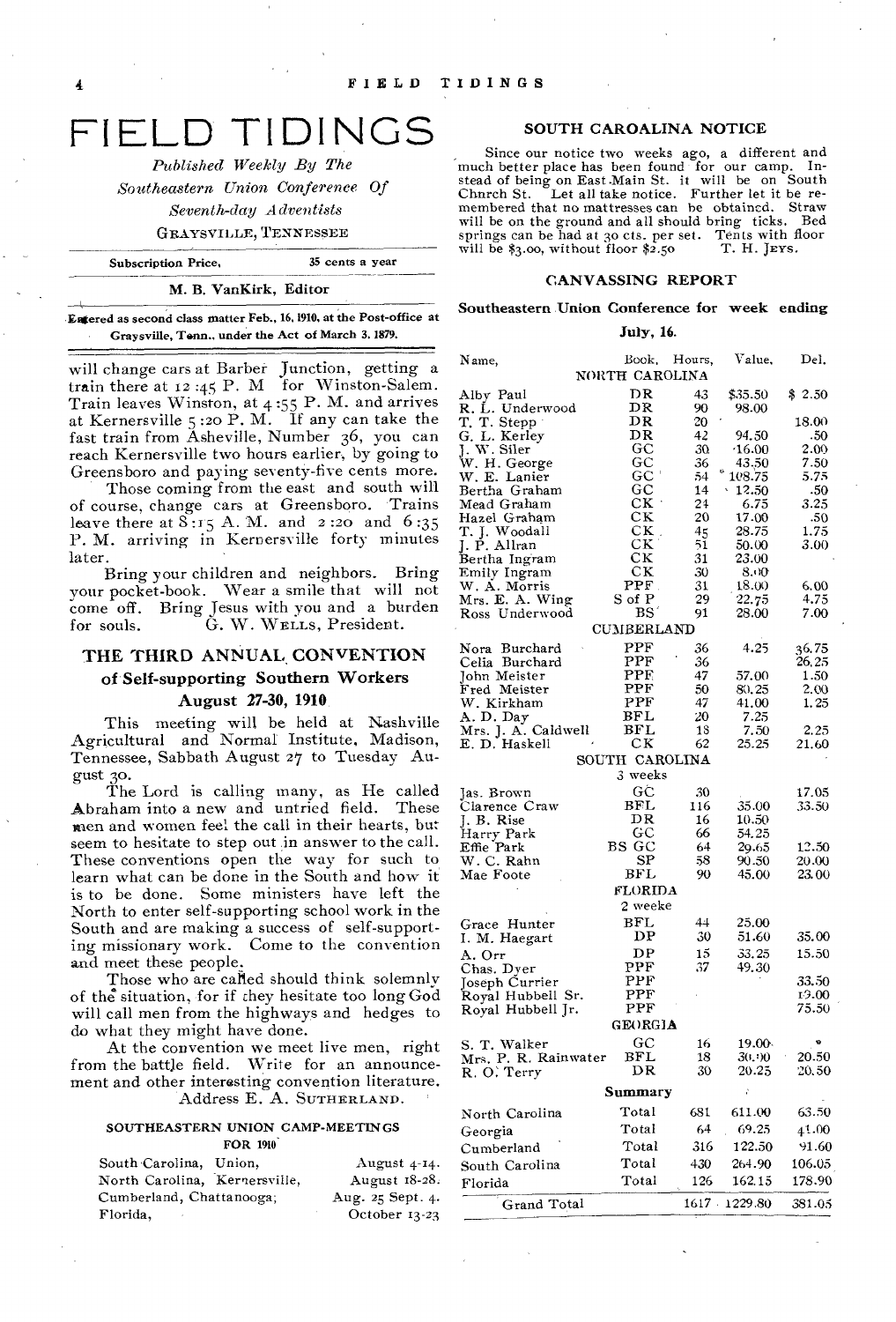# FIELD TIDINGS

*Published Weekly By The Southeastern Union Conference Of Seventh-day Adventists*

GRAYSVILLE, TENNESSEE

Subscription Price, 35 cents a year

M. B. VanKirk, Editor

Entered as second class matter Feb., 16, 1910, at the Post-office at Graysville, Tenn., under the Act of March 3, 1879.

will change cars at Barber Junction, getting a train there at 12:45 P. M for Winston-Salem. Train leaves Winston, at 4:55 P. M. and arrives at Kernersville 5:20 P. M. If any can take the fast train from Asheville, Number 36, you can reach Kernersville two hours earlier, by going to Greensboro and paying seventy-five cents more.

Those coming from the east and south will of course, change cars at Greensboro. Trains leave there at 8:15 A. M. and 2:20 and 6:35 P. M. arriving in Kernersville forty minutes later.

Bring your children and neighbors. Bring your pocket-book. Wear a smile that will not come off. Bring Jesus with you and a burden for souls. G. W. WELLS, President.

## THE THIRD ANNUAL CONVENTION of Self-supporting Southern Workers August 27-30, 1910

This meeting will be held at Nashville Agricultural and Normal Institute, Madison, Tennessee, Sabbath August 27 to Tuesday August 30.

The Lord is calling many, as He called Abraham into a new and untried field. These men and women feel the call in their hearts, but seem to hesitate to step out in answer to the call. These conventions open the way for such to learn what can be done in the South and how it is to be done. Some ministers have left the North to enter self-supporting school work in the South and are making a success of self-supporting missionary work. Come to the convention and meet these people.

Those who are called should think solemnly of the situation, for if they hesitate too long God will call men from the highways and hedges to do what they might have done.

At the convention we meet live men, right from the battle field. Write for an announcement and other interesting convention literature.

Address E. A. SUTHERLAND.

### SOUTHEASTERN UNION CAMP-MEETINGS FOR 1910

| | |
|---|---|
| South Carolina, Union, | August 4-14. |
| North Carolina, Kernersville, | August 18-28. |
| Cumberland, Chattanooga, | Aug. 25 Sept. 4. |
| Florida, | October 13-23 |

## SOUTH CAROALINA NOTICE

Since our notice two weeks ago, a different and much better place has been found for our camp. Instead of being on East Main St. it will be on South Chnrch St. Let all take notice. Further let it be remembered that no mattresses can be obtained. Straw will be on the ground and all should bring ticks. Bed springs can be had at 30 cts. per set. Tents with floor will be $3.00, without floor $2.50 T. H. JEYS.

## CANVASSING REPORT

**Southeastern Union Conference for week ending July, 16.**

| Name, | Book, | Hours, | Value, | Del. |
|---|---|---|---|---|
| NORTH CAROLINA | | | | |
| Alby Paul | DR | 43 | $35.50 | $ 2.50 |
| R. L. Underwood | DR | 90 | 98.00 | |
| T. T. Stepp | DR | 20 | | 18.00 |
| G. L. Kerley | DR | 42 | 94.50 | .50 |
| J. W. Siler | GC | 30 | 16.00 | 2.00 |
| W. H. George | GC | 36 | 43.50 | 7.50 |
| W. E. Lanier | GC | 54 | 108.75 | 5.75 |
| Bertha Graham | GC | 14 | 12.50 | .50 |
| Mead Graham | CK | 24 | 6.75 | 3.25 |
| Hazel Graham | CK | 20 | 17.00 | .50 |
| T. J. Woodall | CK | 45 | 28.75 | 1.75 |
| J. P. Allran | CK | 51 | 50.00 | 3.00 |
| Bertha Ingram | CK | 31 | 23.00 | |
| Emily Ingram | CK | 30 | 8.00 | |
| W. A. Morris | PPF | 31 | 18.00 | 6.00 |
| Mrs. E. A. Wing | S of P | 29 | 22.75 | 4.75 |
| Ross Underwood | BS | 91 | 28.00 | 7.00 |
| CUMBERLAND | | | | |
| Nora Burchard | PPF | 36 | 4.25 | 36.75 |
| Celia Burchard | PPF | 36 | | 26.25 |
| John Meister | PPF | 47 | 57.00 | 1.50 |
| Fred Meister | PPF | 50 | 80.25 | 2.00 |
| W. Kirkham | PPF | 47 | 41.00 | 1.25 |
| A. D. Day | BFL | 20 | 7.25 | |
| Mrs. J. A. Caldwell | BFL | 18 | 7.50 | 2.25 |
| E. D. Haskell | CK | 62 | 25.25 | 21.60 |
| SOUTH CAROLINA 3 weeks | | | | |
| Jas. Brown | GC | 30 | | 17.05 |
| Clarence Craw | BFL | 116 | 35.00 | 33.50 |
| J. B. Rise | DR | 16 | 10.50 | |
| Harry Park | GC | 66 | 54.25 | |
| Effie Park | BS GC | 64 | 29.65 | 12.50 |
| W. C. Rahn | SP | 58 | 90.50 | 20.00 |
| Mae Foote | BFL | 90 | 45.00 | 23.00 |
| FLORIDA 2 weeke | | | | |
| Grace Hunter | BFL | 44 | 25.00 | |
| I. M. Haegart | DP | 30 | 51.60 | 35.00 |
| A. Orr | DP | 15 | 33.25 | 15.50 |
| Chas. Dyer | PPF | 37 | 49.30 | |
| Joseph Currier | PPF | | | 33.50 |
| Royal Hubbell Sr. | PPF | | | 19.00 |
| Royal Hubbell Jr. | PPF | | | 75.50 |
| GEORGIA | | | | |
| S. T. Walker | GC | 16 | 19.00 | |
| Mrs. P. R. Rainwater | BFL | 18 | 30.00 | 20.50 |
| R. O. Terry | DR | 30 | 20.25 | 20.50 |

**Summary**

| | | | | |
|---|---|---|---|---|
| North Carolina | Total | 681 | 611.00 | 63.50 |
| Georgia | Total | 64 | 69.25 | 41.00 |
| Cumberland | Total | 316 | 122.50 | 91.60 |
| South Carolina | Total | 430 | 264.90 | 106.05 |
| Florida | Total | 126 | 162.15 | 178.90 |
| Grand Total | | 1617 | 1229.80 | 381.05 |